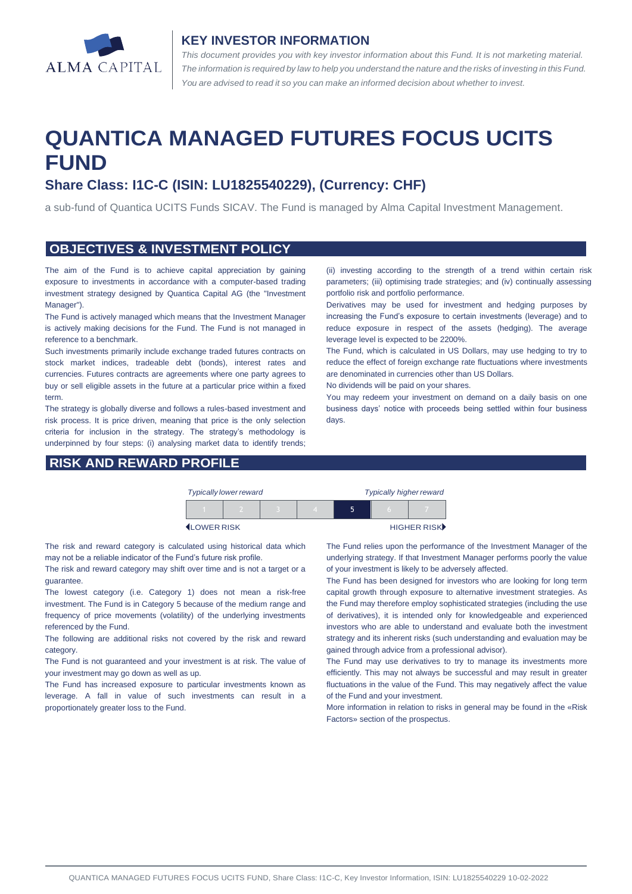ALMA CAPITAL

## KEY INVESTOR INFORMATION

*This document provides you with key investor information about this Fund. It is not marketing material. The information is required by law to help you understand the nature and the risks of investing in this Fund. You are advised to read it so you can make an informed decision about whether to invest.*

# QUANTICA MANAGED FUTURES FOCUS UCITS FUND

### Share Class: I1C-C (ISIN: LU1825540229), (Currency: CHF)

a sub-fund of Quantica UCITS Funds SICAV. The Fund is managed by Alma Capital Investment Management.

## OBJECTIVES & INVESTMENT POLICY

The aim of the Fund is to achieve capital appreciation by gaining exposure to investments in accordance with a computer-based trading investment strategy designed by Quantica Capital AG (the "Investment Manager").

The Fund is actively managed which means that the Investment Manager is actively making decisions for the Fund. The Fund is not managed in reference to a benchmark.

Such investments primarily include exchange traded futures contracts on stock market indices, tradeable debt (bonds), interest rates and currencies. Futures contracts are agreements where one party agrees to buy or sell eligible assets in the future at a particular price within a fixed term.

The strategy is globally diverse and follows a rules-based investment and risk process. It is price driven, meaning that price is the only selection criteria for inclusion in the strategy. The strategy's methodology is underpinned by four steps: (i) analysing market data to identify trends; (ii) investing according to the strength of a trend within certain risk parameters; (iii) optimising trade strategies; and (iv) continually assessing portfolio risk and portfolio performance.

Derivatives may be used for investment and hedging purposes by increasing the Fund's exposure to certain investments (leverage) and to reduce exposure in respect of the assets (hedging). The average leverage level is expected to be 2200%.

The Fund, which is calculated in US Dollars, may use hedging to try to reduce the effect of foreign exchange rate fluctuations where investments are denominated in currencies other than US Dollars.

No dividends will be paid on your shares.

You may redeem your investment on demand on a daily basis on one business days' notice with proceeds being settled within four business days.

## RISK AND REWARD PROFILE

| *Typically lower reward* | | | | | | *Typically higher reward* |
|---|---|---|---|---|---|---|
| 1 | 2 | 3 | 4 | **5** | 6 | 7 |
| LOWER RISK | | | | | | HIGHER RISK |

The risk and reward category is calculated using historical data which may not be a reliable indicator of the Fund's future risk profile.

The risk and reward category may shift over time and is not a target or a guarantee.

The lowest category (i.e. Category 1) does not mean a risk-free investment. The Fund is in Category 5 because of the medium range and frequency of price movements (volatility) of the underlying investments referenced by the Fund.

The following are additional risks not covered by the risk and reward category.

The Fund is not guaranteed and your investment is at risk. The value of your investment may go down as well as up.

The Fund has increased exposure to particular investments known as leverage. A fall in value of such investments can result in a proportionately greater loss to the Fund.

The Fund relies upon the performance of the Investment Manager of the underlying strategy. If that Investment Manager performs poorly the value of your investment is likely to be adversely affected.

The Fund has been designed for investors who are looking for long term capital growth through exposure to alternative investment strategies. As the Fund may therefore employ sophisticated strategies (including the use of derivatives), it is intended only for knowledgeable and experienced investors who are able to understand and evaluate both the investment strategy and its inherent risks (such understanding and evaluation may be gained through advice from a professional advisor).

The Fund may use derivatives to try to manage its investments more efficiently. This may not always be successful and may result in greater fluctuations in the value of the Fund. This may negatively affect the value of the Fund and your investment.

More information in relation to risks in general may be found in the «Risk Factors» section of the prospectus.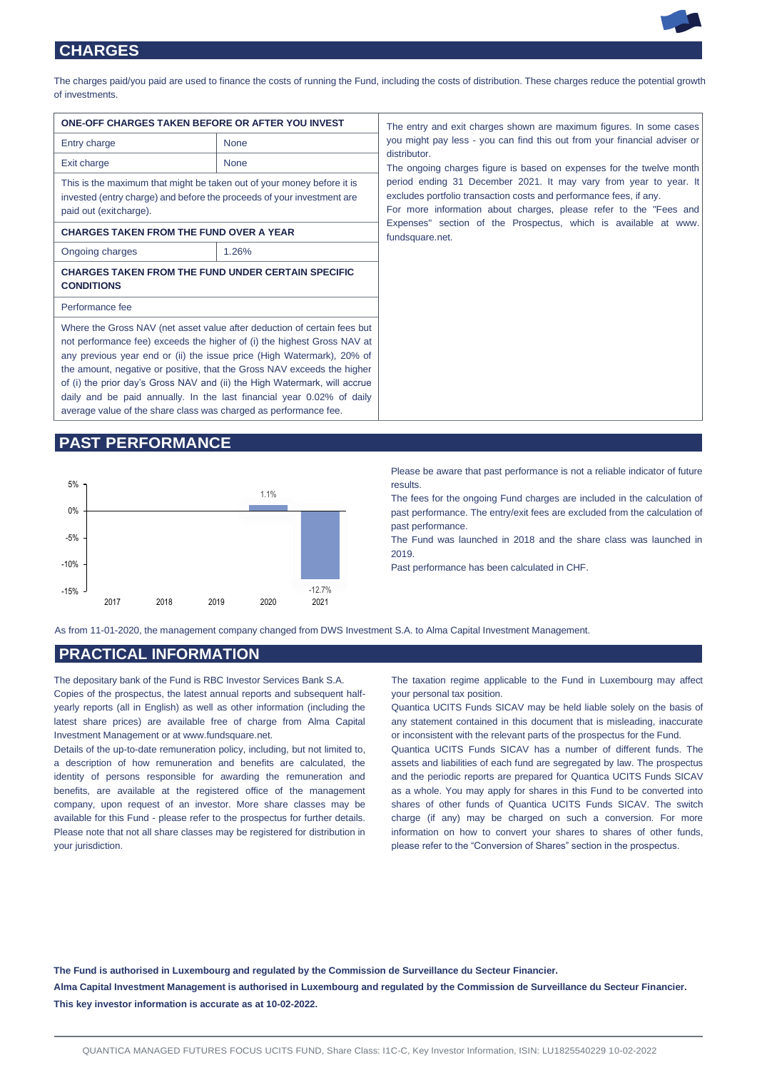## CHARGES

The charges paid/you paid are used to finance the costs of running the Fund, including the costs of distribution. These charges reduce the potential growth of investments.

| ONE-OFF CHARGES TAKEN BEFORE OR AFTER YOU INVEST | |
|---|---|
| Entry charge | None |
| Exit charge | None |
| This is the maximum that might be taken out of your money before it is invested (entry charge) and before the proceeds of your investment are paid out (exitcharge). | |
| **CHARGES TAKEN FROM THE FUND OVER A YEAR** | |
| Ongoing charges | 1.26% |
| **CHARGES TAKEN FROM THE FUND UNDER CERTAIN SPECIFIC CONDITIONS** | |
| Performance fee | |
| Where the Gross NAV (net asset value after deduction of certain fees but not performance fee) exceeds the higher of (i) the highest Gross NAV at any previous year end or (ii) the issue price (High Watermark), 20% of the amount, negative or positive, that the Gross NAV exceeds the higher of (i) the prior day's Gross NAV and (ii) the High Watermark, will accrue daily and be paid annually. In the last financial year 0.02% of daily average value of the share class was charged as performance fee. | |

The entry and exit charges shown are maximum figures. In some cases you might pay less - you can find this out from your financial adviser or distributor.

The ongoing charges figure is based on expenses for the twelve month period ending 31 December 2021. It may vary from year to year. It excludes portfolio transaction costs and performance fees, if any.

For more information about charges, please refer to the "Fees and Expenses" section of the Prospectus, which is available at www. fundsquare.net.

## PAST PERFORMANCE

5%
0%
-5%
-10%
-15%
2017 2018 2019 2020 2021
1.1%
-12.7%

Please be aware that past performance is not a reliable indicator of future results.

The fees for the ongoing Fund charges are included in the calculation of past performance. The entry/exit fees are excluded from the calculation of past performance.

The Fund was launched in 2018 and the share class was launched in 2019.

Past performance has been calculated in CHF.

As from 11-01-2020, the management company changed from DWS Investment S.A. to Alma Capital Investment Management.

## PRACTICAL INFORMATION

The depositary bank of the Fund is RBC Investor Services Bank S.A.

Copies of the prospectus, the latest annual reports and subsequent half-yearly reports (all in English) as well as other information (including the latest share prices) are available free of charge from Alma Capital Investment Management or at www.fundsquare.net.

Details of the up-to-date remuneration policy, including, but not limited to, a description of how remuneration and benefits are calculated, the identity of persons responsible for awarding the remuneration and benefits, are available at the registered office of the management company, upon request of an investor. More share classes may be available for this Fund - please refer to the prospectus for further details. Please note that not all share classes may be registered for distribution in your jurisdiction.

The taxation regime applicable to the Fund in Luxembourg may affect your personal tax position.

Quantica UCITS Funds SICAV may be held liable solely on the basis of any statement contained in this document that is misleading, inaccurate or inconsistent with the relevant parts of the prospectus for the Fund.

Quantica UCITS Funds SICAV has a number of different funds. The assets and liabilities of each fund are segregated by law. The prospectus and the periodic reports are prepared for Quantica UCITS Funds SICAV as a whole. You may apply for shares in this Fund to be converted into shares of other funds of Quantica UCITS Funds SICAV. The switch charge (if any) may be charged on such a conversion. For more information on how to convert your shares to shares of other funds, please refer to the "Conversion of Shares" section in the prospectus.

**The Fund is authorised in Luxembourg and regulated by the Commission de Surveillance du Secteur Financier.**

**Alma Capital Investment Management is authorised in Luxembourg and regulated by the Commission de Surveillance du Secteur Financier.**

**This key investor information is accurate as at 10-02-2022.**